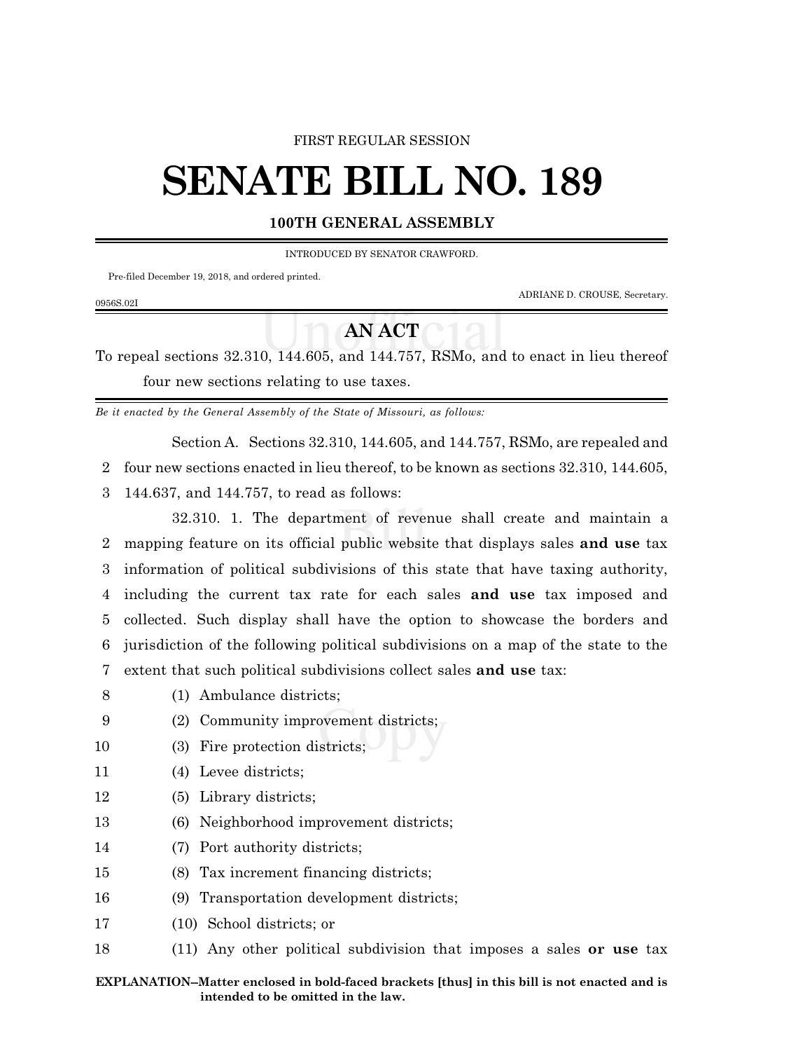FIRST REGULAR SESSION

# SENATE BILL NO. 189

**100TH GENERAL ASSEMBLY**

INTRODUCED BY SENATOR CRAWFORD.

Pre-filed December 19, 2018, and ordered printed.

ADRIANE D. CROUSE, Secretary.

0956S.02I

## AN ACT

To repeal sections 32.310, 144.605, and 144.757, RSMo, and to enact in lieu thereof four new sections relating to use taxes.

*Be it enacted by the General Assembly of the State of Missouri, as follows:*

Section A. Sections 32.310, 144.605, and 144.757, RSMo, are repealed and four new sections enacted in lieu thereof, to be known as sections 32.310, 144.605, 144.637, and 144.757, to read as follows:

32.310. 1. The department of revenue shall create and maintain a mapping feature on its official public website that displays sales **and use** tax information of political subdivisions of this state that have taxing authority, including the current tax rate for each sales **and use** tax imposed and collected. Such display shall have the option to showcase the borders and jurisdiction of the following political subdivisions on a map of the state to the extent that such political subdivisions collect sales **and use** tax:

(1) Ambulance districts;

(2) Community improvement districts;

(3) Fire protection districts;

(4) Levee districts;

(5) Library districts;

(6) Neighborhood improvement districts;

(7) Port authority districts;

(8) Tax increment financing districts;

(9) Transportation development districts;

(10) School districts; or

(11) Any other political subdivision that imposes a sales **or use** tax

**EXPLANATION–Matter enclosed in bold-faced brackets [thus] in this bill is not enacted and is intended to be omitted in the law.**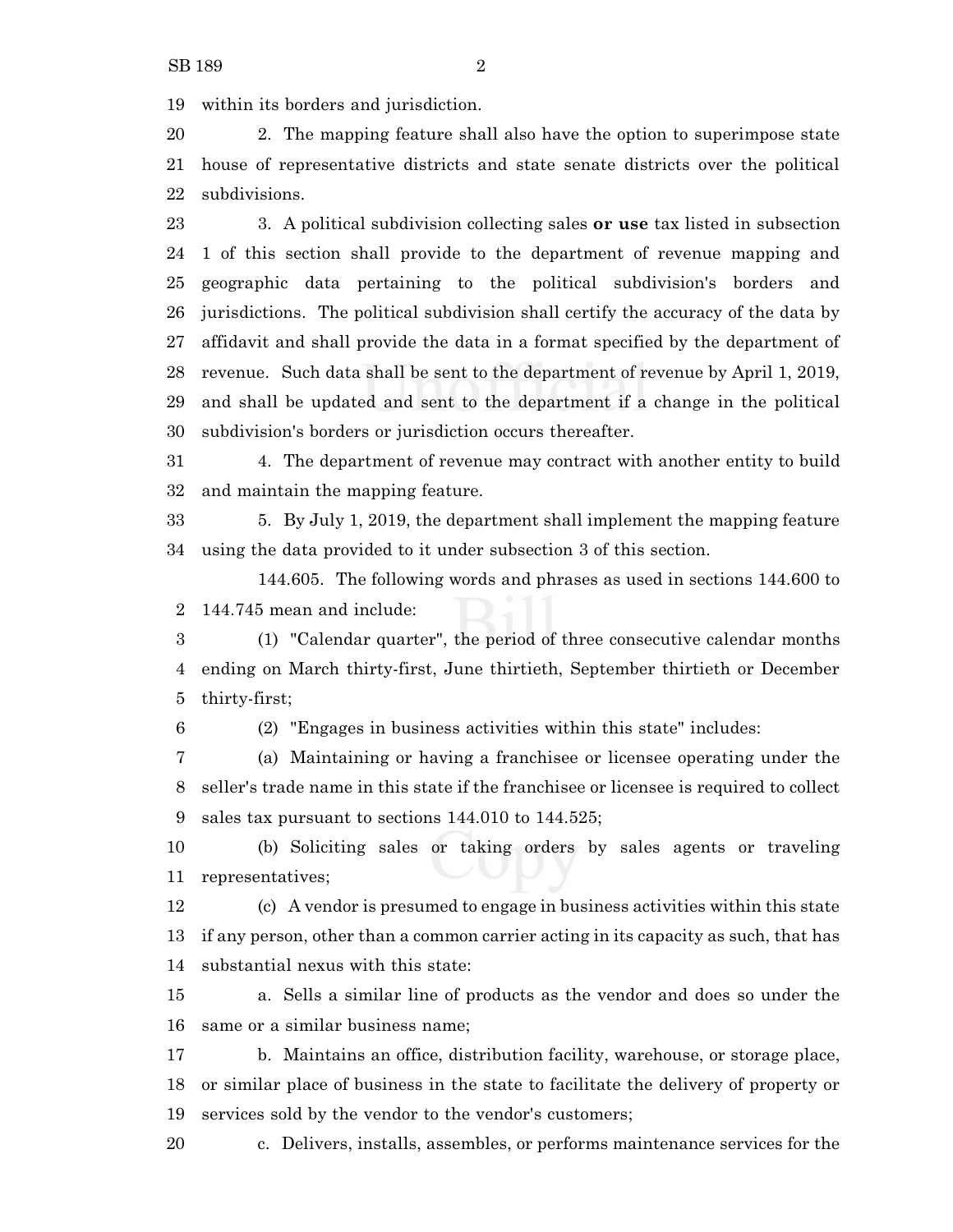within its borders and jurisdiction.

2. The mapping feature shall also have the option to superimpose state house of representative districts and state senate districts over the political subdivisions.

3. A political subdivision collecting sales **or use** tax listed in subsection 1 of this section shall provide to the department of revenue mapping and geographic data pertaining to the political subdivision's borders and jurisdictions. The political subdivision shall certify the accuracy of the data by affidavit and shall provide the data in a format specified by the department of revenue. Such data shall be sent to the department of revenue by April 1, 2019, and shall be updated and sent to the department if a change in the political subdivision's borders or jurisdiction occurs thereafter.

4. The department of revenue may contract with another entity to build and maintain the mapping feature.

5. By July 1, 2019, the department shall implement the mapping feature using the data provided to it under subsection 3 of this section.

144.605. The following words and phrases as used in sections 144.600 to 144.745 mean and include:

(1) "Calendar quarter", the period of three consecutive calendar months ending on March thirty-first, June thirtieth, September thirtieth or December thirty-first;

(2) "Engages in business activities within this state" includes:

(a) Maintaining or having a franchisee or licensee operating under the seller's trade name in this state if the franchisee or licensee is required to collect sales tax pursuant to sections 144.010 to 144.525;

(b) Soliciting sales or taking orders by sales agents or traveling representatives;

(c) A vendor is presumed to engage in business activities within this state if any person, other than a common carrier acting in its capacity as such, that has substantial nexus with this state:

a. Sells a similar line of products as the vendor and does so under the same or a similar business name;

b. Maintains an office, distribution facility, warehouse, or storage place, or similar place of business in the state to facilitate the delivery of property or services sold by the vendor to the vendor's customers;

c. Delivers, installs, assembles, or performs maintenance services for the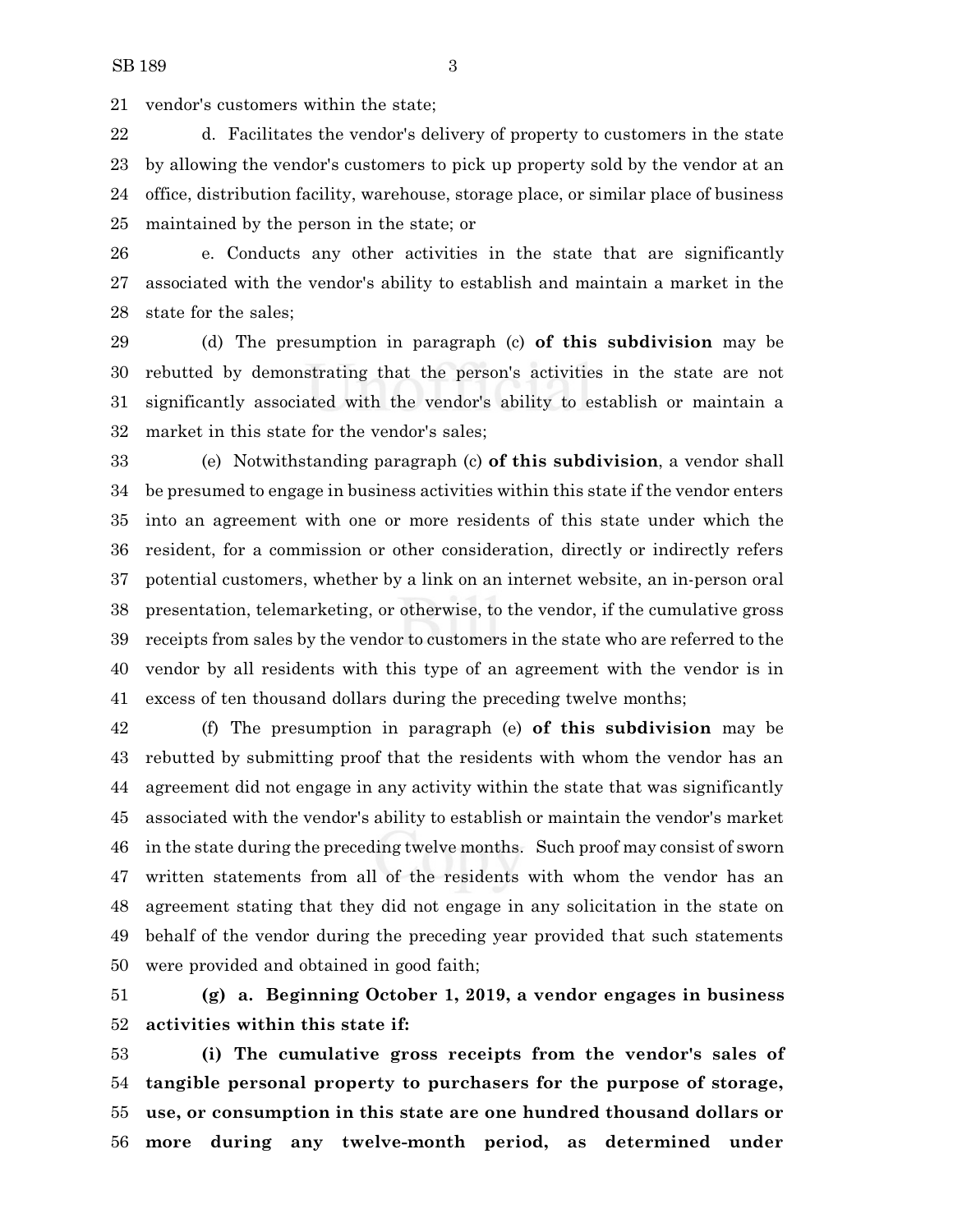vendor's customers within the state;

d. Facilitates the vendor's delivery of property to customers in the state by allowing the vendor's customers to pick up property sold by the vendor at an office, distribution facility, warehouse, storage place, or similar place of business maintained by the person in the state; or

e. Conducts any other activities in the state that are significantly associated with the vendor's ability to establish and maintain a market in the state for the sales;

(d) The presumption in paragraph (c) **of this subdivision** may be rebutted by demonstrating that the person's activities in the state are not significantly associated with the vendor's ability to establish or maintain a market in this state for the vendor's sales;

(e) Notwithstanding paragraph (c) **of this subdivision**, a vendor shall be presumed to engage in business activities within this state if the vendor enters into an agreement with one or more residents of this state under which the resident, for a commission or other consideration, directly or indirectly refers potential customers, whether by a link on an internet website, an in-person oral presentation, telemarketing, or otherwise, to the vendor, if the cumulative gross receipts from sales by the vendor to customers in the state who are referred to the vendor by all residents with this type of an agreement with the vendor is in excess of ten thousand dollars during the preceding twelve months;

(f) The presumption in paragraph (e) **of this subdivision** may be rebutted by submitting proof that the residents with whom the vendor has an agreement did not engage in any activity within the state that was significantly associated with the vendor's ability to establish or maintain the vendor's market in the state during the preceding twelve months. Such proof may consist of sworn written statements from all of the residents with whom the vendor has an agreement stating that they did not engage in any solicitation in the state on behalf of the vendor during the preceding year provided that such statements were provided and obtained in good faith;

**(g) a. Beginning October 1, 2019, a vendor engages in business activities within this state if:**

**(i) The cumulative gross receipts from the vendor's sales of tangible personal property to purchasers for the purpose of storage, use, or consumption in this state are one hundred thousand dollars or more during any twelve-month period, as determined under**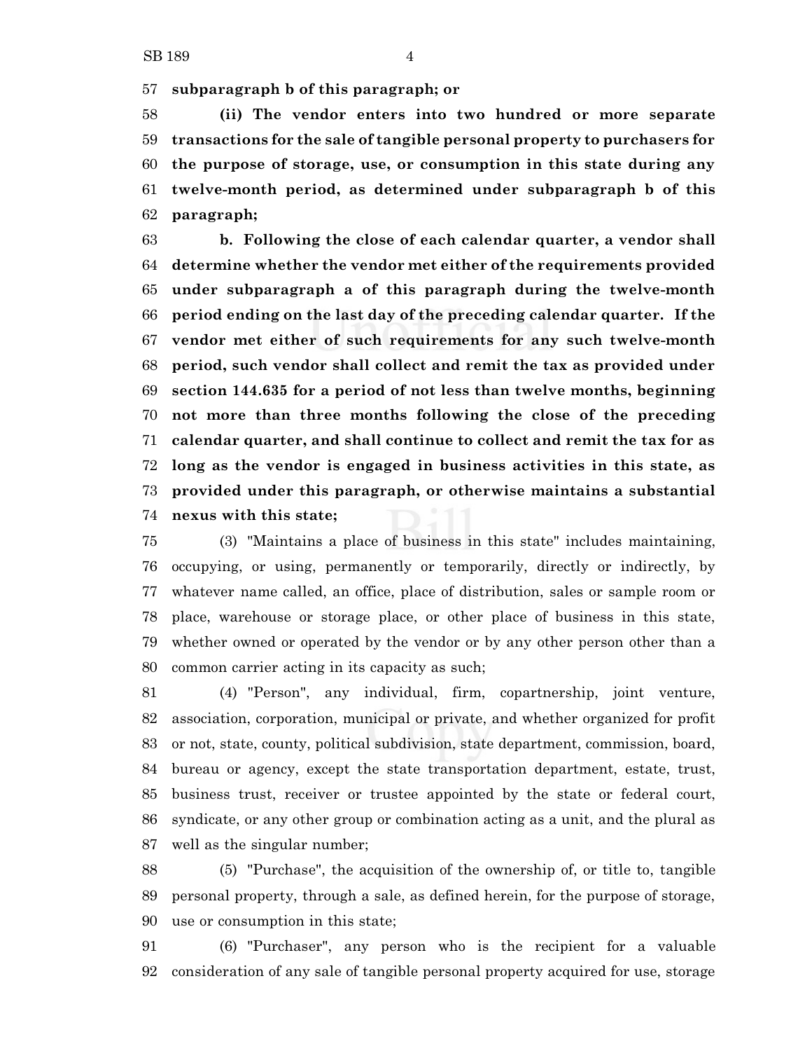**subparagraph b of this paragraph; or**

**(ii) The vendor enters into two hundred or more separate transactions for the sale of tangible personal property to purchasers for the purpose of storage, use, or consumption in this state during any twelve-month period, as determined under subparagraph b of this paragraph;**

**b. Following the close of each calendar quarter, a vendor shall determine whether the vendor met either of the requirements provided under subparagraph a of this paragraph during the twelve-month period ending on the last day of the preceding calendar quarter. If the vendor met either of such requirements for any such twelve-month period, such vendor shall collect and remit the tax as provided under section 144.635 for a period of not less than twelve months, beginning not more than three months following the close of the preceding calendar quarter, and shall continue to collect and remit the tax for as long as the vendor is engaged in business activities in this state, as provided under this paragraph, or otherwise maintains a substantial nexus with this state;**

(3) "Maintains a place of business in this state" includes maintaining, occupying, or using, permanently or temporarily, directly or indirectly, by whatever name called, an office, place of distribution, sales or sample room or place, warehouse or storage place, or other place of business in this state, whether owned or operated by the vendor or by any other person other than a common carrier acting in its capacity as such;

(4) "Person", any individual, firm, copartnership, joint venture, association, corporation, municipal or private, and whether organized for profit or not, state, county, political subdivision, state department, commission, board, bureau or agency, except the state transportation department, estate, trust, business trust, receiver or trustee appointed by the state or federal court, syndicate, or any other group or combination acting as a unit, and the plural as well as the singular number;

(5) "Purchase", the acquisition of the ownership of, or title to, tangible personal property, through a sale, as defined herein, for the purpose of storage, use or consumption in this state;

(6) "Purchaser", any person who is the recipient for a valuable consideration of any sale of tangible personal property acquired for use, storage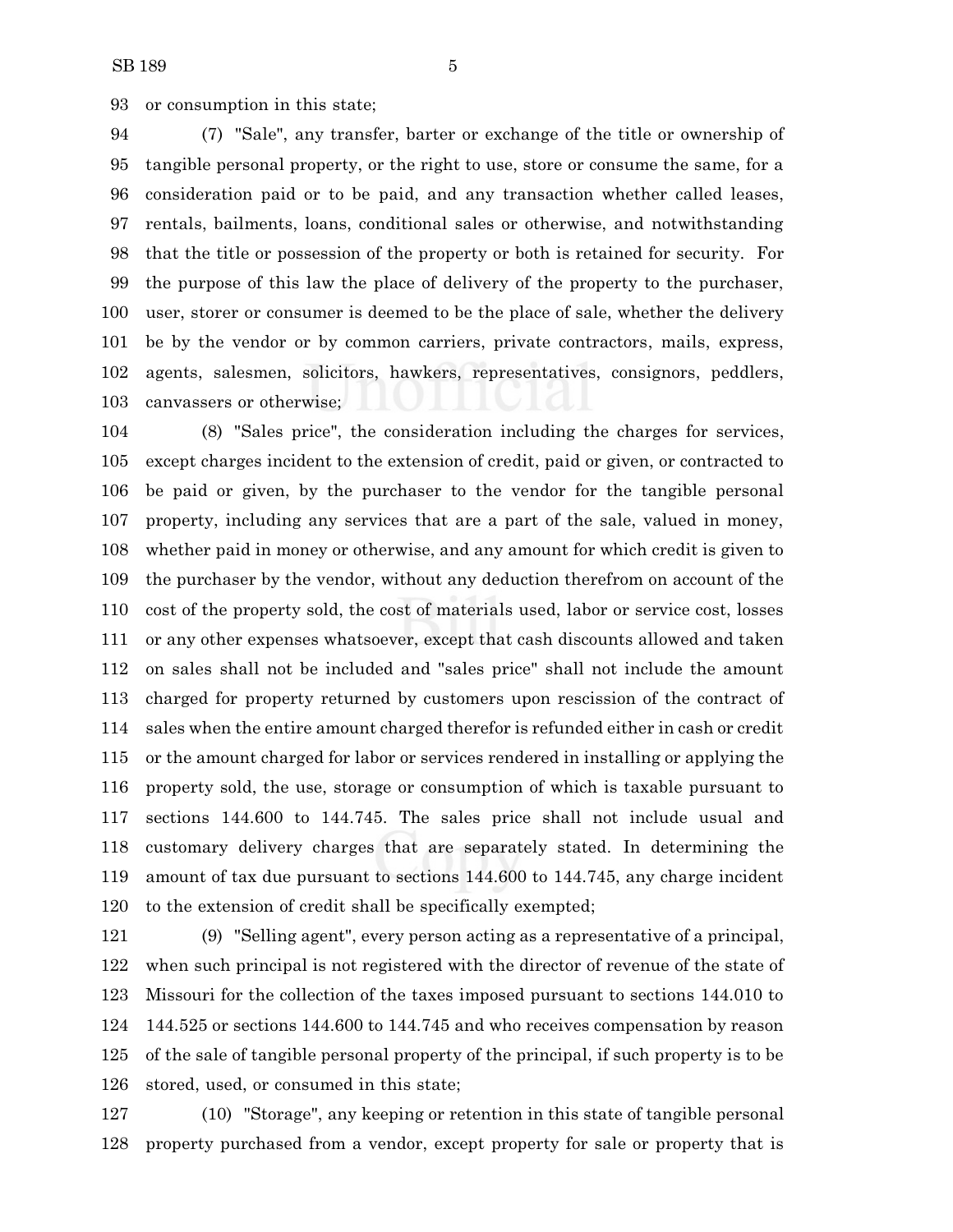or consumption in this state;

(7) "Sale", any transfer, barter or exchange of the title or ownership of tangible personal property, or the right to use, store or consume the same, for a consideration paid or to be paid, and any transaction whether called leases, rentals, bailments, loans, conditional sales or otherwise, and notwithstanding that the title or possession of the property or both is retained for security. For the purpose of this law the place of delivery of the property to the purchaser, user, storer or consumer is deemed to be the place of sale, whether the delivery be by the vendor or by common carriers, private contractors, mails, express, agents, salesmen, solicitors, hawkers, representatives, consignors, peddlers, canvassers or otherwise;

(8) "Sales price", the consideration including the charges for services, except charges incident to the extension of credit, paid or given, or contracted to be paid or given, by the purchaser to the vendor for the tangible personal property, including any services that are a part of the sale, valued in money, whether paid in money or otherwise, and any amount for which credit is given to the purchaser by the vendor, without any deduction therefrom on account of the cost of the property sold, the cost of materials used, labor or service cost, losses or any other expenses whatsoever, except that cash discounts allowed and taken on sales shall not be included and "sales price" shall not include the amount charged for property returned by customers upon rescission of the contract of sales when the entire amount charged therefor is refunded either in cash or credit or the amount charged for labor or services rendered in installing or applying the property sold, the use, storage or consumption of which is taxable pursuant to sections 144.600 to 144.745. The sales price shall not include usual and customary delivery charges that are separately stated. In determining the amount of tax due pursuant to sections 144.600 to 144.745, any charge incident to the extension of credit shall be specifically exempted;

(9) "Selling agent", every person acting as a representative of a principal, when such principal is not registered with the director of revenue of the state of Missouri for the collection of the taxes imposed pursuant to sections 144.010 to 144.525 or sections 144.600 to 144.745 and who receives compensation by reason of the sale of tangible personal property of the principal, if such property is to be stored, used, or consumed in this state;

(10) "Storage", any keeping or retention in this state of tangible personal property purchased from a vendor, except property for sale or property that is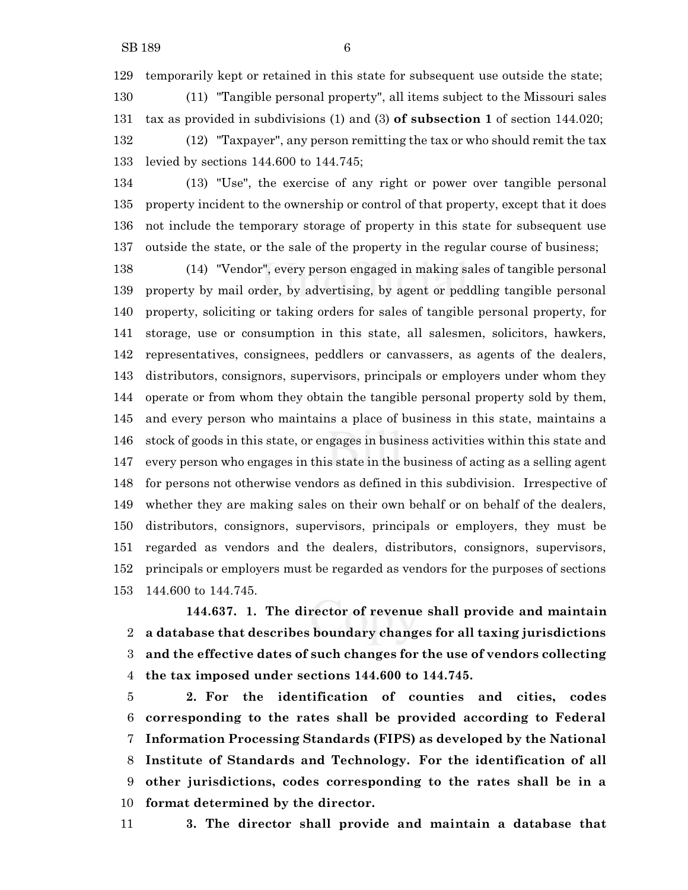temporarily kept or retained in this state for subsequent use outside the state;

(11) "Tangible personal property", all items subject to the Missouri sales tax as provided in subdivisions (1) and (3) **of subsection 1** of section 144.020;

(12) "Taxpayer", any person remitting the tax or who should remit the tax levied by sections 144.600 to 144.745;

(13) "Use", the exercise of any right or power over tangible personal property incident to the ownership or control of that property, except that it does not include the temporary storage of property in this state for subsequent use outside the state, or the sale of the property in the regular course of business;

(14) "Vendor", every person engaged in making sales of tangible personal property by mail order, by advertising, by agent or peddling tangible personal property, soliciting or taking orders for sales of tangible personal property, for storage, use or consumption in this state, all salesmen, solicitors, hawkers, representatives, consignees, peddlers or canvassers, as agents of the dealers, distributors, consignors, supervisors, principals or employers under whom they operate or from whom they obtain the tangible personal property sold by them, and every person who maintains a place of business in this state, maintains a stock of goods in this state, or engages in business activities within this state and every person who engages in this state in the business of acting as a selling agent for persons not otherwise vendors as defined in this subdivision. Irrespective of whether they are making sales on their own behalf or on behalf of the dealers, distributors, consignors, supervisors, principals or employers, they must be regarded as vendors and the dealers, distributors, consignors, supervisors, principals or employers must be regarded as vendors for the purposes of sections 144.600 to 144.745.

**144.637. 1. The director of revenue shall provide and maintain a database that describes boundary changes for all taxing jurisdictions and the effective dates of such changes for the use of vendors collecting the tax imposed under sections 144.600 to 144.745.**

**2. For the identification of counties and cities, codes corresponding to the rates shall be provided according to Federal Information Processing Standards (FIPS) as developed by the National Institute of Standards and Technology. For the identification of all other jurisdictions, codes corresponding to the rates shall be in a format determined by the director.**

**3. The director shall provide and maintain a database that**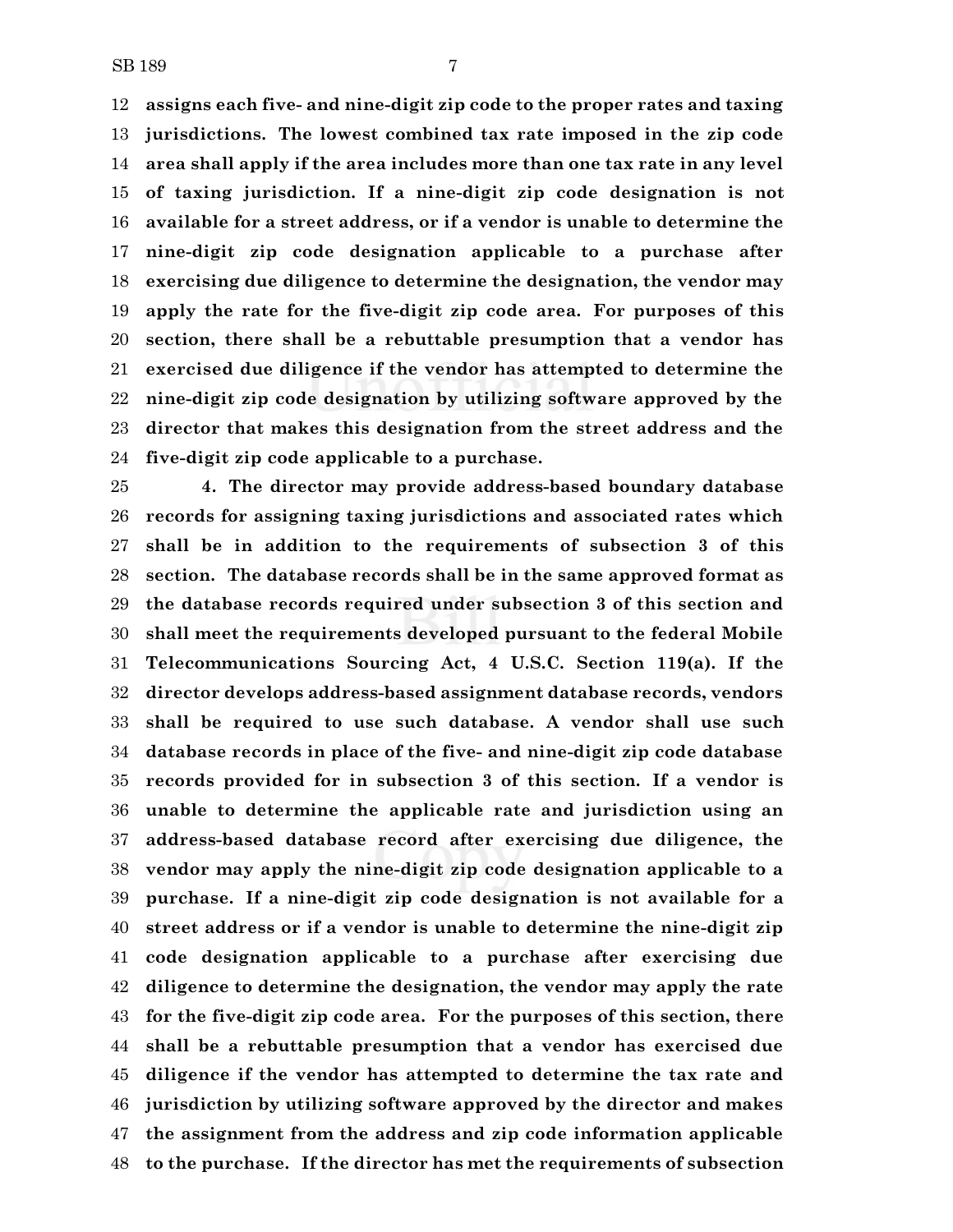**assigns each five- and nine-digit zip code to the proper rates and taxing jurisdictions. The lowest combined tax rate imposed in the zip code area shall apply if the area includes more than one tax rate in any level of taxing jurisdiction. If a nine-digit zip code designation is not available for a street address, or if a vendor is unable to determine the nine-digit zip code designation applicable to a purchase after exercising due diligence to determine the designation, the vendor may apply the rate for the five-digit zip code area. For purposes of this section, there shall be a rebuttable presumption that a vendor has exercised due diligence if the vendor has attempted to determine the nine-digit zip code designation by utilizing software approved by the director that makes this designation from the street address and the five-digit zip code applicable to a purchase.**

**4. The director may provide address-based boundary database records for assigning taxing jurisdictions and associated rates which shall be in addition to the requirements of subsection 3 of this section. The database records shall be in the same approved format as the database records required under subsection 3 of this section and shall meet the requirements developed pursuant to the federal Mobile Telecommunications Sourcing Act, 4 U.S.C. Section 119(a). If the director develops address-based assignment database records, vendors shall be required to use such database. A vendor shall use such database records in place of the five- and nine-digit zip code database records provided for in subsection 3 of this section. If a vendor is unable to determine the applicable rate and jurisdiction using an address-based database record after exercising due diligence, the vendor may apply the nine-digit zip code designation applicable to a purchase. If a nine-digit zip code designation is not available for a street address or if a vendor is unable to determine the nine-digit zip code designation applicable to a purchase after exercising due diligence to determine the designation, the vendor may apply the rate for the five-digit zip code area. For the purposes of this section, there shall be a rebuttable presumption that a vendor has exercised due diligence if the vendor has attempted to determine the tax rate and jurisdiction by utilizing software approved by the director and makes the assignment from the address and zip code information applicable to the purchase. If the director has met the requirements of subsection**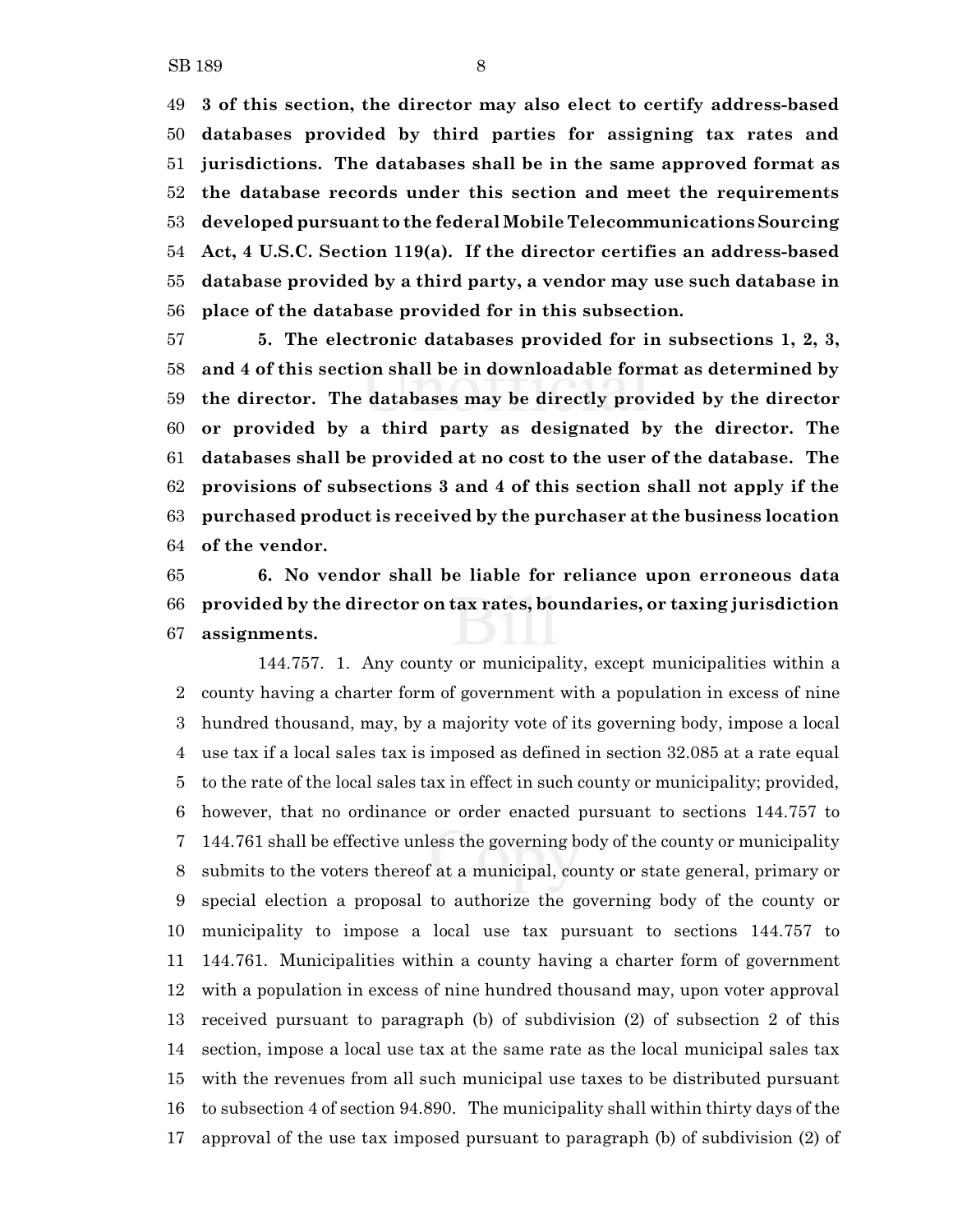**3 of this section, the director may also elect to certify address-based databases provided by third parties for assigning tax rates and jurisdictions. The databases shall be in the same approved format as the database records under this section and meet the requirements developed pursuant to the federal Mobile Telecommunications Sourcing Act, 4 U.S.C. Section 119(a). If the director certifies an address-based database provided by a third party, a vendor may use such database in place of the database provided for in this subsection.**

**5. The electronic databases provided for in subsections 1, 2, 3, and 4 of this section shall be in downloadable format as determined by the director. The databases may be directly provided by the director or provided by a third party as designated by the director. The databases shall be provided at no cost to the user of the database. The provisions of subsections 3 and 4 of this section shall not apply if the purchased product is received by the purchaser at the business location of the vendor.**

**6. No vendor shall be liable for reliance upon erroneous data provided by the director on tax rates, boundaries, or taxing jurisdiction assignments.**

144.757. 1. Any county or municipality, except municipalities within a county having a charter form of government with a population in excess of nine hundred thousand, may, by a majority vote of its governing body, impose a local use tax if a local sales tax is imposed as defined in section 32.085 at a rate equal to the rate of the local sales tax in effect in such county or municipality; provided, however, that no ordinance or order enacted pursuant to sections 144.757 to 144.761 shall be effective unless the governing body of the county or municipality submits to the voters thereof at a municipal, county or state general, primary or special election a proposal to authorize the governing body of the county or municipality to impose a local use tax pursuant to sections 144.757 to 144.761. Municipalities within a county having a charter form of government with a population in excess of nine hundred thousand may, upon voter approval received pursuant to paragraph (b) of subdivision (2) of subsection 2 of this section, impose a local use tax at the same rate as the local municipal sales tax with the revenues from all such municipal use taxes to be distributed pursuant to subsection 4 of section 94.890. The municipality shall within thirty days of the approval of the use tax imposed pursuant to paragraph (b) of subdivision (2) of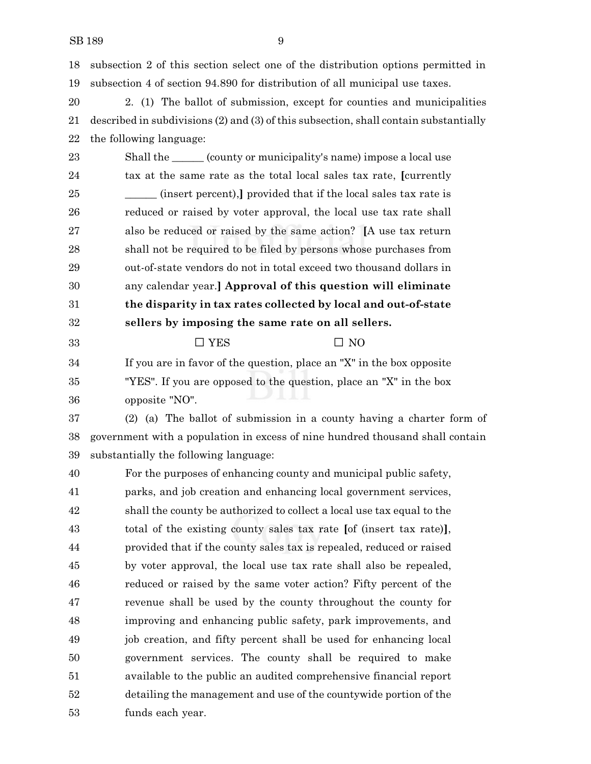subsection 2 of this section select one of the distribution options permitted in subsection 4 of section 94.890 for distribution of all municipal use taxes.

2. (1) The ballot of submission, except for counties and municipalities described in subdivisions (2) and (3) of this subsection, shall contain substantially the following language:

> Shall the ______ (county or municipality's name) impose a local use tax at the same rate as the total local sales tax rate, [currently ______ (insert percent),] provided that if the local sales tax rate is reduced or raised by voter approval, the local use tax rate shall also be reduced or raised by the same action? [A use tax return shall not be required to be filed by persons whose purchases from out-of-state vendors do not in total exceed two thousand dollars in any calendar year.] **Approval of this question will eliminate the disparity in tax rates collected by local and out-of-state sellers by imposing the same rate on all sellers.**
>
> ☐ YES ☐ NO
>
> If you are in favor of the question, place an "X" in the box opposite "YES". If you are opposed to the question, place an "X" in the box opposite "NO".

(2) (a) The ballot of submission in a county having a charter form of government with a population in excess of nine hundred thousand shall contain substantially the following language:

> For the purposes of enhancing county and municipal public safety, parks, and job creation and enhancing local government services, shall the county be authorized to collect a local use tax equal to the total of the existing county sales tax rate [of (insert tax rate)], provided that if the county sales tax is repealed, reduced or raised by voter approval, the local use tax rate shall also be repealed, reduced or raised by the same voter action? Fifty percent of the revenue shall be used by the county throughout the county for improving and enhancing public safety, park improvements, and job creation, and fifty percent shall be used for enhancing local government services. The county shall be required to make available to the public an audited comprehensive financial report detailing the management and use of the countywide portion of the funds each year.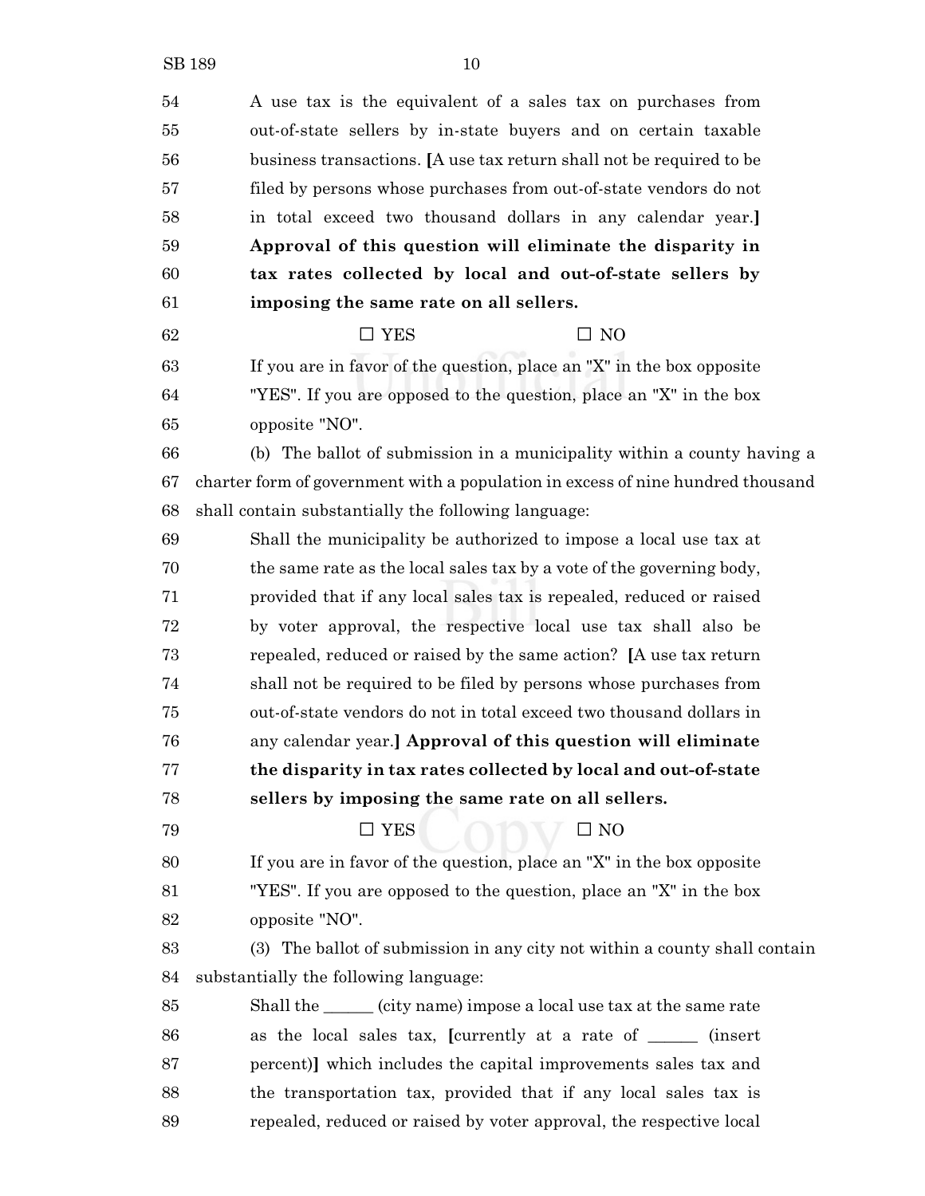A use tax is the equivalent of a sales tax on purchases from out-of-state sellers by in-state buyers and on certain taxable business transactions. [A use tax return shall not be required to be filed by persons whose purchases from out-of-state vendors do not in total exceed two thousand dollars in any calendar year.] **Approval of this question will eliminate the disparity in tax rates collected by local and out-of-state sellers by imposing the same rate on all sellers.**

☐ YES ☐ NO

If you are in favor of the question, place an "X" in the box opposite "YES". If you are opposed to the question, place an "X" in the box opposite "NO".

(b) The ballot of submission in a municipality within a county having a charter form of government with a population in excess of nine hundred thousand shall contain substantially the following language:

Shall the municipality be authorized to impose a local use tax at the same rate as the local sales tax by a vote of the governing body, provided that if any local sales tax is repealed, reduced or raised by voter approval, the respective local use tax shall also be repealed, reduced or raised by the same action? [A use tax return shall not be required to be filed by persons whose purchases from out-of-state vendors do not in total exceed two thousand dollars in any calendar year.] **Approval of this question will eliminate the disparity in tax rates collected by local and out-of-state sellers by imposing the same rate on all sellers.**

☐ YES ☐ NO

If you are in favor of the question, place an "X" in the box opposite "YES". If you are opposed to the question, place an "X" in the box opposite "NO".

(3) The ballot of submission in any city not within a county shall contain substantially the following language:

Shall the ______ (city name) impose a local use tax at the same rate as the local sales tax, [currently at a rate of ______ (insert percent)] which includes the capital improvements sales tax and the transportation tax, provided that if any local sales tax is repealed, reduced or raised by voter approval, the respective local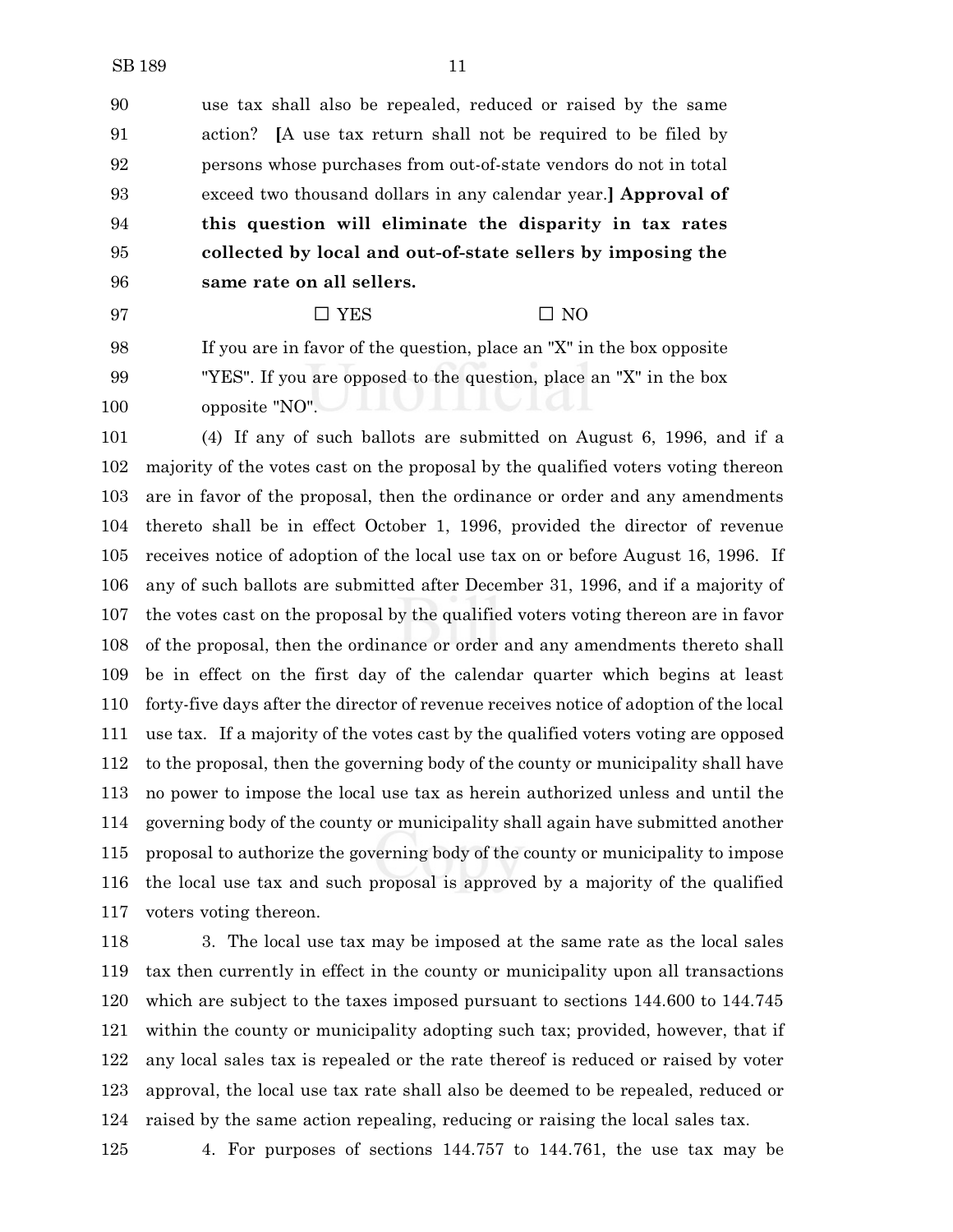use tax shall also be repealed, reduced or raised by the same action? [A use tax return shall not be required to be filed by persons whose purchases from out-of-state vendors do not in total exceed two thousand dollars in any calendar year.] **Approval of this question will eliminate the disparity in tax rates collected by local and out-of-state sellers by imposing the same rate on all sellers.**

☐ YES ☐ NO

If you are in favor of the question, place an "X" in the box opposite "YES". If you are opposed to the question, place an "X" in the box opposite "NO".

(4) If any of such ballots are submitted on August 6, 1996, and if a majority of the votes cast on the proposal by the qualified voters voting thereon are in favor of the proposal, then the ordinance or order and any amendments thereto shall be in effect October 1, 1996, provided the director of revenue receives notice of adoption of the local use tax on or before August 16, 1996. If any of such ballots are submitted after December 31, 1996, and if a majority of the votes cast on the proposal by the qualified voters voting thereon are in favor of the proposal, then the ordinance or order and any amendments thereto shall be in effect on the first day of the calendar quarter which begins at least forty-five days after the director of revenue receives notice of adoption of the local use tax. If a majority of the votes cast by the qualified voters voting are opposed to the proposal, then the governing body of the county or municipality shall have no power to impose the local use tax as herein authorized unless and until the governing body of the county or municipality shall again have submitted another proposal to authorize the governing body of the county or municipality to impose the local use tax and such proposal is approved by a majority of the qualified voters voting thereon.

3. The local use tax may be imposed at the same rate as the local sales tax then currently in effect in the county or municipality upon all transactions which are subject to the taxes imposed pursuant to sections 144.600 to 144.745 within the county or municipality adopting such tax; provided, however, that if any local sales tax is repealed or the rate thereof is reduced or raised by voter approval, the local use tax rate shall also be deemed to be repealed, reduced or raised by the same action repealing, reducing or raising the local sales tax.

4. For purposes of sections 144.757 to 144.761, the use tax may be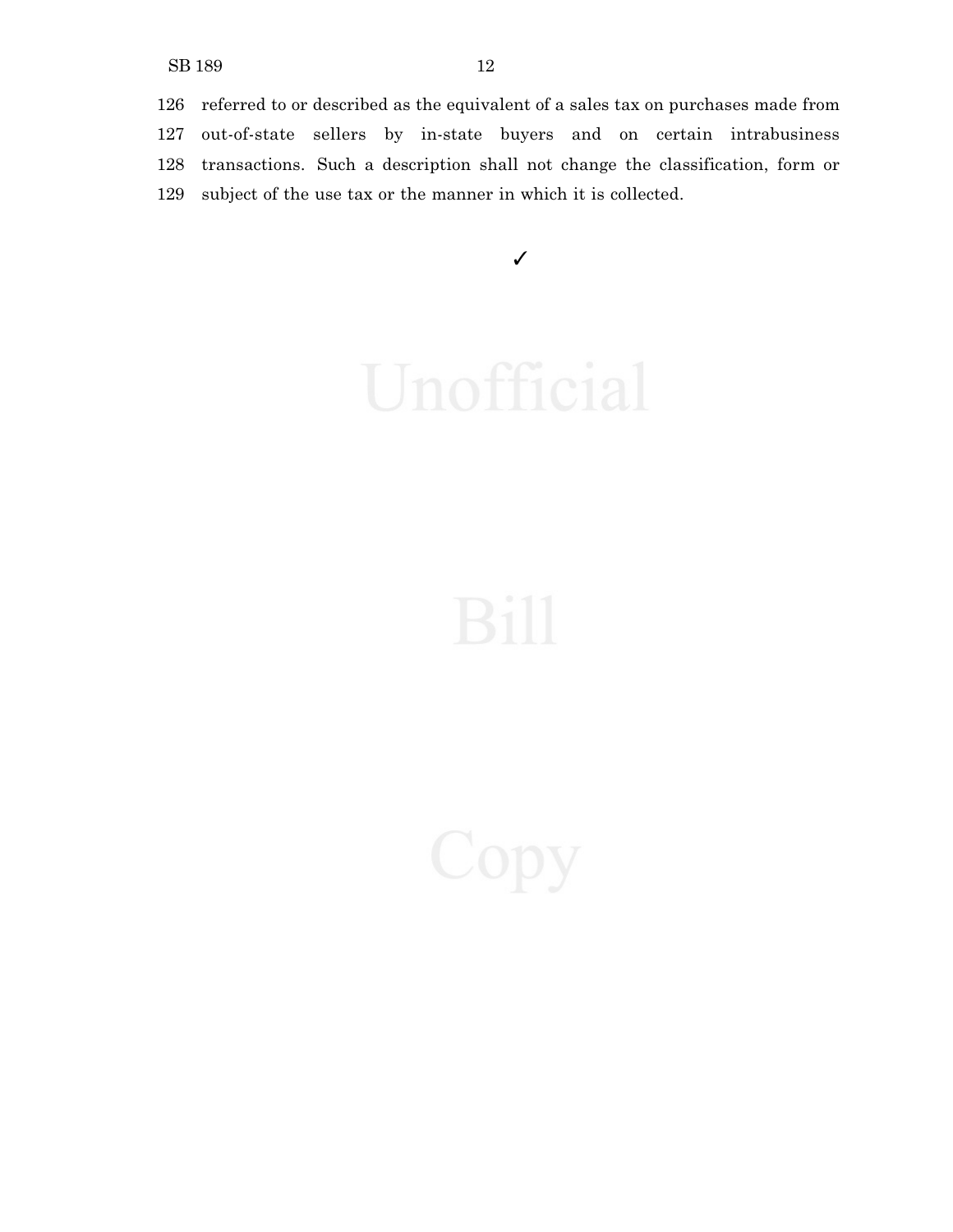126 referred to or described as the equivalent of a sales tax on purchases made from
127 out-of-state sellers by in-state buyers and on certain intrabusiness
128 transactions. Such a description shall not change the classification, form or
129 subject of the use tax or the manner in which it is collected.

✓